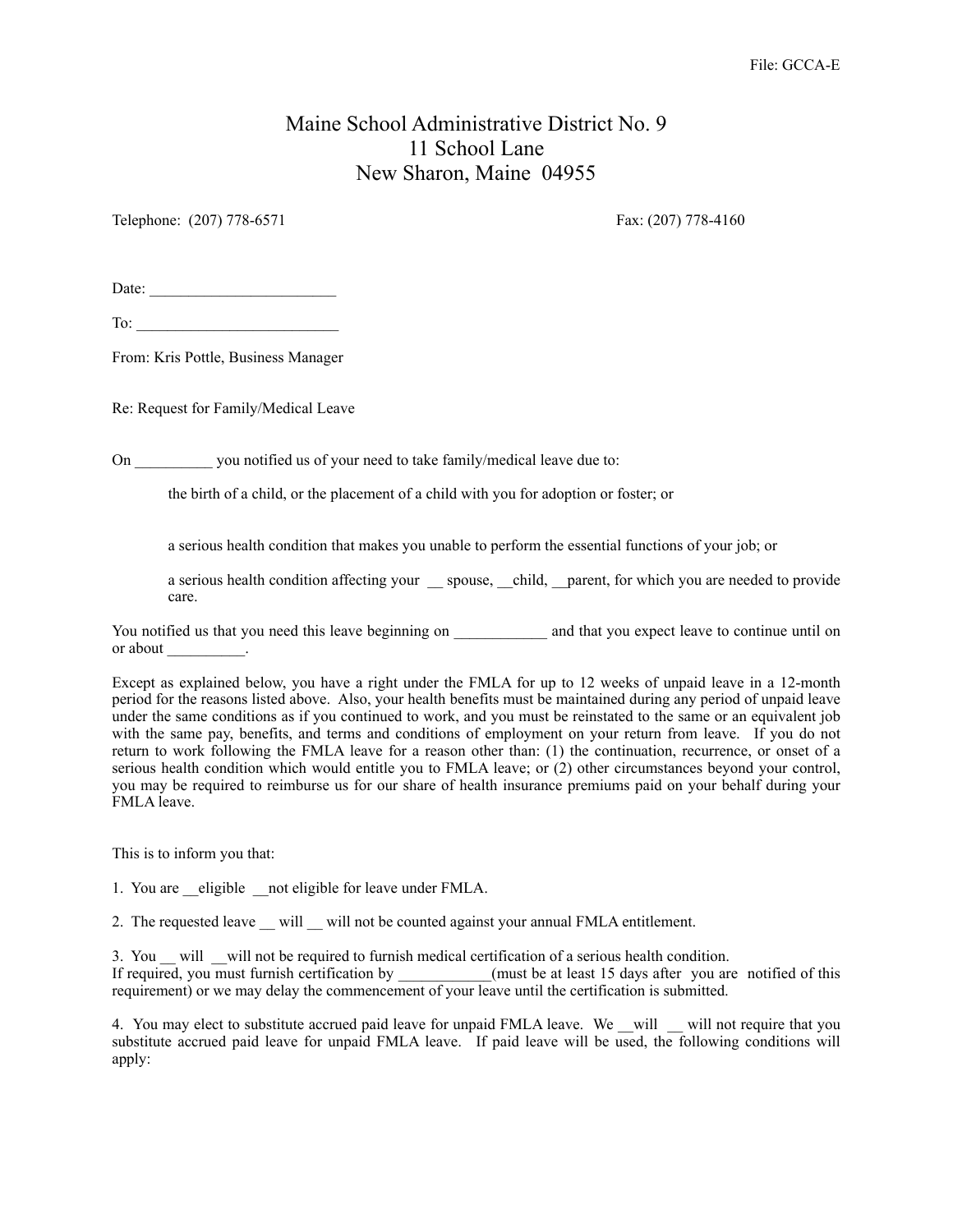File: GCCA-E

# Maine School Administrative District No. 9
# 11 School Lane
# New Sharon, Maine 04955

Telephone: (207) 778-6571 Fax: (207) 778-4160

Date: ________________________

To: __________________________

From: Kris Pottle, Business Manager

Re: Request for Family/Medical Leave

On __________ you notified us of your need to take family/medical leave due to:

the birth of a child, or the placement of a child with you for adoption or foster; or

a serious health condition that makes you unable to perform the essential functions of your job; or

a serious health condition affecting your __ spouse, __child, __parent, for which you are needed to provide care.

You notified us that you need this leave beginning on ____________ and that you expect leave to continue until on or about __________.

Except as explained below, you have a right under the FMLA for up to 12 weeks of unpaid leave in a 12-month period for the reasons listed above. Also, your health benefits must be maintained during any period of unpaid leave under the same conditions as if you continued to work, and you must be reinstated to the same or an equivalent job with the same pay, benefits, and terms and conditions of employment on your return from leave. If you do not return to work following the FMLA leave for a reason other than: (1) the continuation, recurrence, or onset of a serious health condition which would entitle you to FMLA leave; or (2) other circumstances beyond your control, you may be required to reimburse us for our share of health insurance premiums paid on your behalf during your FMLA leave.

This is to inform you that:

1. You are __eligible __not eligible for leave under FMLA.

2. The requested leave __ will __ will not be counted against your annual FMLA entitlement.

3. You __ will __will not be required to furnish medical certification of a serious health condition. If required, you must furnish certification by ____________(must be at least 15 days after you are notified of this requirement) or we may delay the commencement of your leave until the certification is submitted.

4. You may elect to substitute accrued paid leave for unpaid FMLA leave. We __will __ will not require that you substitute accrued paid leave for unpaid FMLA leave. If paid leave will be used, the following conditions will apply: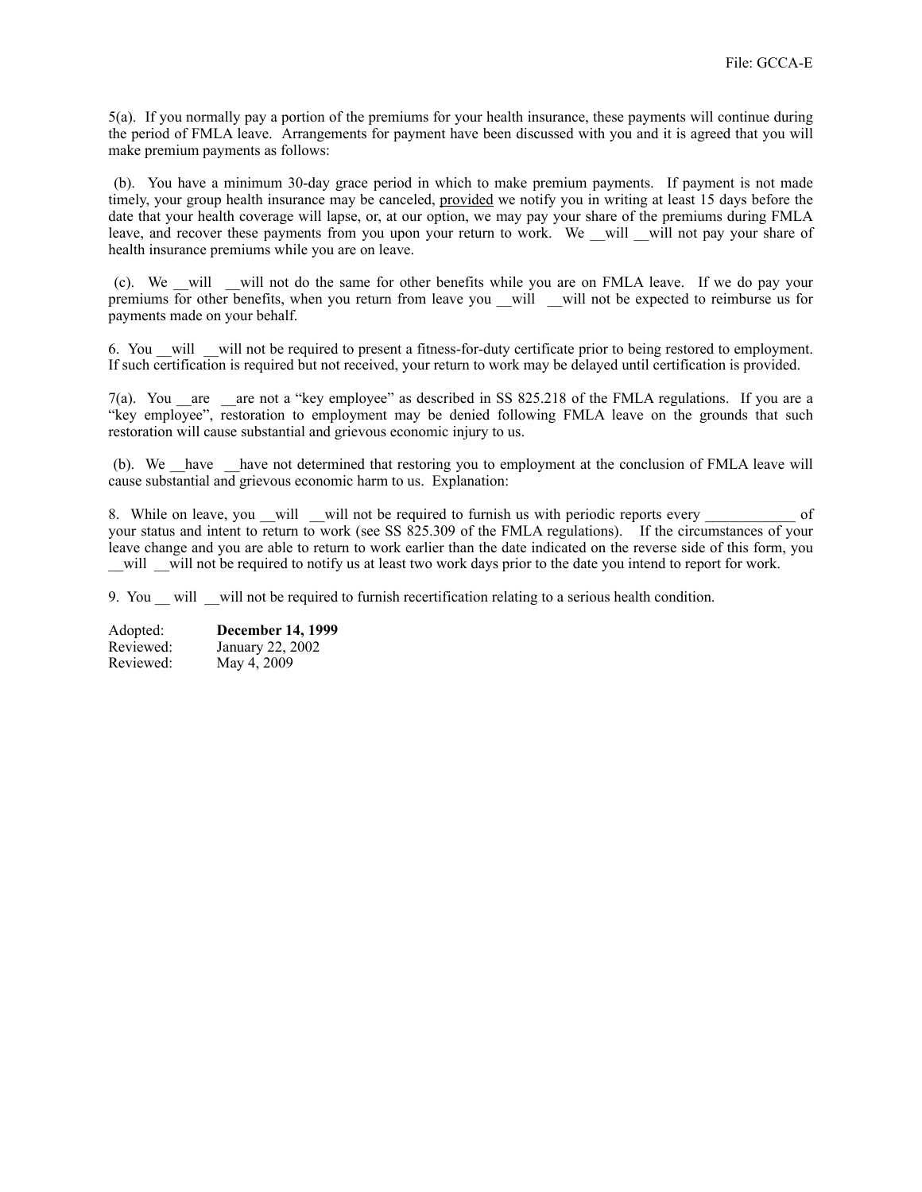5(a). If you normally pay a portion of the premiums for your health insurance, these payments will continue during the period of FMLA leave. Arrangements for payment have been discussed with you and it is agreed that you will make premium payments as follows:

(b). You have a minimum 30-day grace period in which to make premium payments. If payment is not made timely, your group health insurance may be canceled, provided we notify you in writing at least 15 days before the date that your health coverage will lapse, or, at our option, we may pay your share of the premiums during FMLA leave, and recover these payments from you upon your return to work. We __will __will not pay your share of health insurance premiums while you are on leave.

(c). We __will __will not do the same for other benefits while you are on FMLA leave. If we do pay your premiums for other benefits, when you return from leave you __will __will not be expected to reimburse us for payments made on your behalf.

6. You __will __will not be required to present a fitness-for-duty certificate prior to being restored to employment. If such certification is required but not received, your return to work may be delayed until certification is provided.

7(a). You __are __are not a "key employee" as described in SS 825.218 of the FMLA regulations. If you are a "key employee", restoration to employment may be denied following FMLA leave on the grounds that such restoration will cause substantial and grievous economic injury to us.

(b). We __have __have not determined that restoring you to employment at the conclusion of FMLA leave will cause substantial and grievous economic harm to us. Explanation:

8. While on leave, you __will __will not be required to furnish us with periodic reports every ____________ of your status and intent to return to work (see SS 825.309 of the FMLA regulations). If the circumstances of your leave change and you are able to return to work earlier than the date indicated on the reverse side of this form, you __will __will not be required to notify us at least two work days prior to the date you intend to report for work.

9. You __ will __will not be required to furnish recertification relating to a serious health condition.

| | |
|---|---|
| Adopted: | **December 14, 1999** |
| Reviewed: | January 22, 2002 |
| Reviewed: | May 4, 2009 |